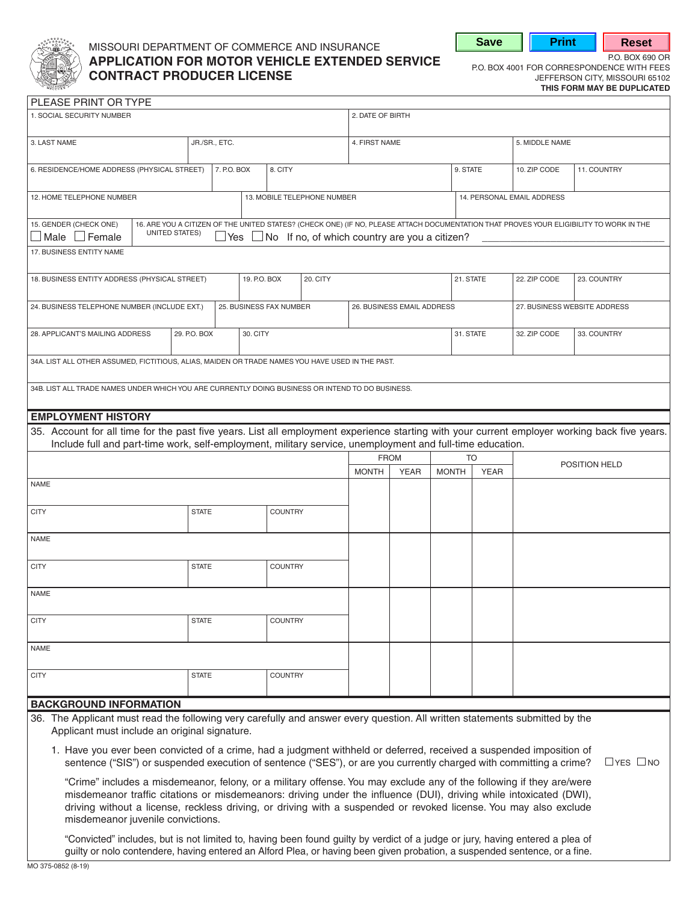MISSOURI DEPARTMENT OF COMMERCE AND INSURANCE

# APPLICATION FOR MOTOR VEHICLE EXTENDED SERVICE CONTRACT PRODUCER LICENSE

P.O. BOX 690 OR
P.O. BOX 4001 FOR CORRESPONDENCE WITH FEES
JEFFERSON CITY, MISSOURI 65102
**THIS FORM MAY BE DUPLICATED**

PLEASE PRINT OR TYPE

| 1. SOCIAL SECURITY NUMBER | | 2. DATE OF BIRTH | | |
|---|---|---|---|---|
| 3. LAST NAME | JR./SR., ETC. | 4. FIRST NAME | 5. MIDDLE NAME | |

| 6. RESIDENCE/HOME ADDRESS (PHYSICAL STREET) | 7. P.O. BOX | 8. CITY | 9. STATE | 10. ZIP CODE | 11. COUNTRY |
|---|---|---|---|---|---|

| 12. HOME TELEPHONE NUMBER | 13. MOBILE TELEPHONE NUMBER | 14. PERSONAL EMAIL ADDRESS |
|---|---|---|

15. GENDER (CHECK ONE) ☐ Male ☐ Female

16. ARE YOU A CITIZEN OF THE UNITED STATES? (CHECK ONE) (IF NO, PLEASE ATTACH DOCUMENTATION THAT PROVES YOUR ELIGIBILITY TO WORK IN THE UNITED STATES) ☐ Yes ☐ No If no, of which country are you a citizen? ____________________

17. BUSINESS ENTITY NAME

| 18. BUSINESS ENTITY ADDRESS (PHYSICAL STREET) | 19. P.O. BOX | 20. CITY | 21. STATE | 22. ZIP CODE | 23. COUNTRY |
|---|---|---|---|---|---|

| 24. BUSINESS TELEPHONE NUMBER (INCLUDE EXT.) | 25. BUSINESS FAX NUMBER | 26. BUSINESS EMAIL ADDRESS | 27. BUSINESS WEBSITE ADDRESS |
|---|---|---|---|

| 28. APPLICANT'S MAILING ADDRESS | 29. P.O. BOX | 30. CITY | 31. STATE | 32. ZIP CODE | 33. COUNTRY |
|---|---|---|---|---|---|

34A. LIST ALL OTHER ASSUMED, FICTITIOUS, ALIAS, MAIDEN OR TRADE NAMES YOU HAVE USED IN THE PAST.

34B. LIST ALL TRADE NAMES UNDER WHICH YOU ARE CURRENTLY DOING BUSINESS OR INTEND TO DO BUSINESS.

## EMPLOYMENT HISTORY

35. Account for all time for the past five years. List all employment experience starting with your current employer working back five years. Include full and part-time work, self-employment, military service, unemployment and full-time education.

| | | | FROM | | TO | | POSITION HELD |
|---|---|---|---|---|---|---|---|
| | | | MONTH | YEAR | MONTH | YEAR | |
| NAME | | | | | | | |
| CITY | STATE | COUNTRY | | | | | |
| NAME | | | | | | | |
| CITY | STATE | COUNTRY | | | | | |
| NAME | | | | | | | |
| CITY | STATE | COUNTRY | | | | | |
| NAME | | | | | | | |
| CITY | STATE | COUNTRY | | | | | |

## BACKGROUND INFORMATION

36. The Applicant must read the following very carefully and answer every question. All written statements submitted by the Applicant must include an original signature.

1. Have you ever been convicted of a crime, had a judgment withheld or deferred, received a suspended imposition of sentence ("SIS") or suspended execution of sentence ("SES"), or are you currently charged with committing a crime? ☐ YES ☐ NO

   "Crime" includes a misdemeanor, felony, or a military offense. You may exclude any of the following if they are/were misdemeanor traffic citations or misdemeanors: driving under the influence (DUI), driving while intoxicated (DWI), driving without a license, reckless driving, or driving with a suspended or revoked license. You may also exclude misdemeanor juvenile convictions.

   "Convicted" includes, but is not limited to, having been found guilty by verdict of a judge or jury, having entered a plea of guilty or nolo contendere, having entered an Alford Plea, or having been given probation, a suspended sentence, or a fine.

MO 375-0852 (8-19)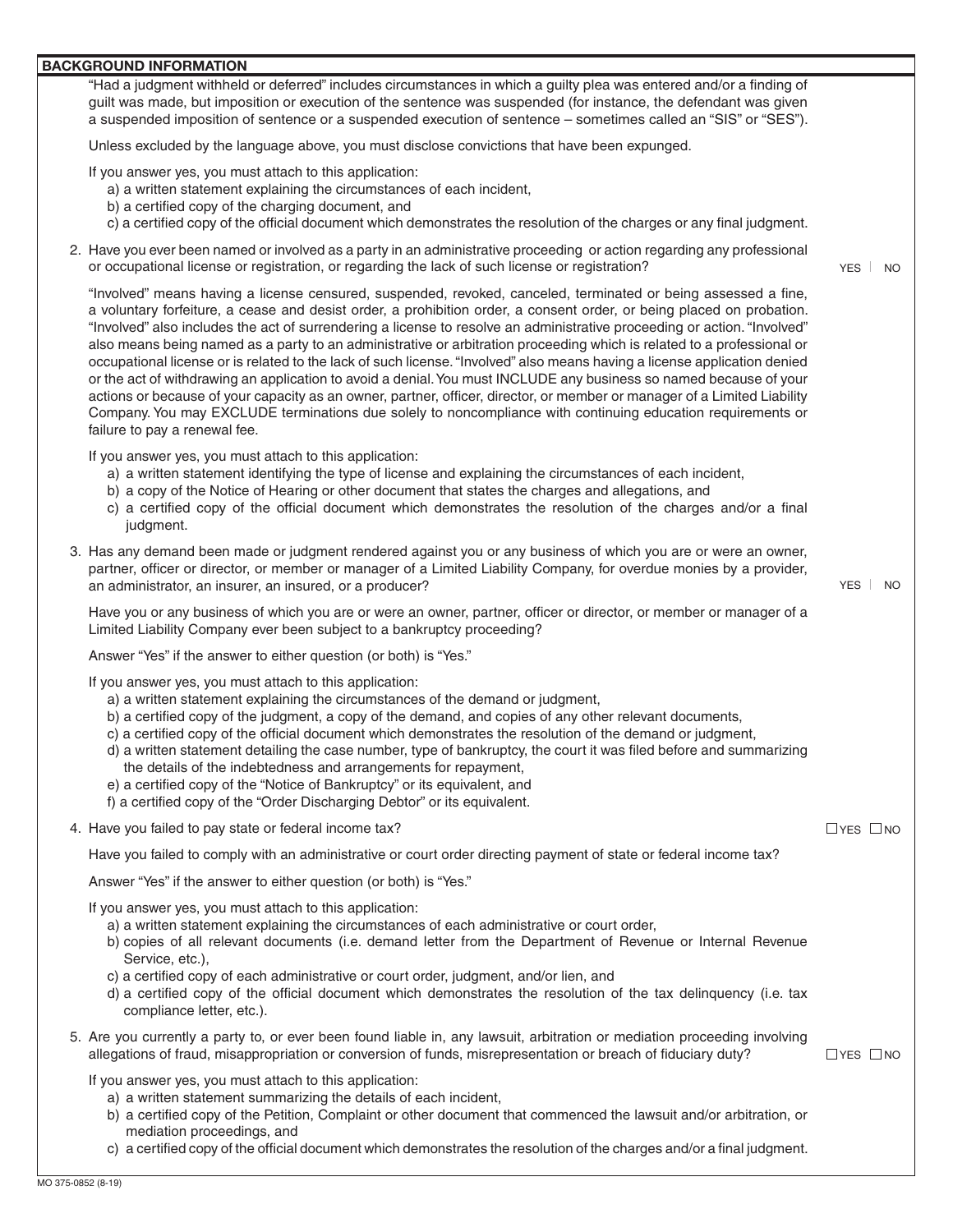## BACKGROUND INFORMATION

"Had a judgment withheld or deferred" includes circumstances in which a guilty plea was entered and/or a finding of guilt was made, but imposition or execution of the sentence was suspended (for instance, the defendant was given a suspended imposition of sentence or a suspended execution of sentence – sometimes called an "SIS" or "SES").

Unless excluded by the language above, you must disclose convictions that have been expunged.

If you answer yes, you must attach to this application:

a) a written statement explaining the circumstances of each incident,
b) a certified copy of the charging document, and
c) a certified copy of the official document which demonstrates the resolution of the charges or any final judgment.

2. Have you ever been named or involved as a party in an administrative proceeding or action regarding any professional or occupational license or registration, or regarding the lack of such license or registration? YES | NO

"Involved" means having a license censured, suspended, revoked, canceled, terminated or being assessed a fine, a voluntary forfeiture, a cease and desist order, a prohibition order, a consent order, or being placed on probation. "Involved" also includes the act of surrendering a license to resolve an administrative proceeding or action. "Involved" also means being named as a party to an administrative or arbitration proceeding which is related to a professional or occupational license or is related to the lack of such license. "Involved" also means having a license application denied or the act of withdrawing an application to avoid a denial. You must INCLUDE any business so named because of your actions or because of your capacity as an owner, partner, officer, director, or member or manager of a Limited Liability Company. You may EXCLUDE terminations due solely to noncompliance with continuing education requirements or failure to pay a renewal fee.

If you answer yes, you must attach to this application:

a) a written statement identifying the type of license and explaining the circumstances of each incident,
b) a copy of the Notice of Hearing or other document that states the charges and allegations, and
c) a certified copy of the official document which demonstrates the resolution of the charges and/or a final judgment.

3. Has any demand been made or judgment rendered against you or any business of which you are or were an owner, partner, officer or director, or member or manager of a Limited Liability Company, for overdue monies by a provider, an administrator, an insurer, an insured, or a producer? YES | NO

Have you or any business of which you are or were an owner, partner, officer or director, or member or manager of a Limited Liability Company ever been subject to a bankruptcy proceeding?

Answer "Yes" if the answer to either question (or both) is "Yes."

If you answer yes, you must attach to this application:

a) a written statement explaining the circumstances of the demand or judgment,
b) a certified copy of the judgment, a copy of the demand, and copies of any other relevant documents,
c) a certified copy of the official document which demonstrates the resolution of the demand or judgment,
d) a written statement detailing the case number, type of bankruptcy, the court it was filed before and summarizing the details of the indebtedness and arrangements for repayment,
e) a certified copy of the "Notice of Bankruptcy" or its equivalent, and
f) a certified copy of the "Order Discharging Debtor" or its equivalent.

4. Have you failed to pay state or federal income tax? ☐ YES ☐ NO

Have you failed to comply with an administrative or court order directing payment of state or federal income tax?

Answer "Yes" if the answer to either question (or both) is "Yes."

If you answer yes, you must attach to this application:

a) a written statement explaining the circumstances of each administrative or court order,
b) copies of all relevant documents (i.e. demand letter from the Department of Revenue or Internal Revenue Service, etc.),
c) a certified copy of each administrative or court order, judgment, and/or lien, and
d) a certified copy of the official document which demonstrates the resolution of the tax delinquency (i.e. tax compliance letter, etc.).

5. Are you currently a party to, or ever been found liable in, any lawsuit, arbitration or mediation proceeding involving allegations of fraud, misappropriation or conversion of funds, misrepresentation or breach of fiduciary duty? ☐ YES ☐ NO

If you answer yes, you must attach to this application:

a) a written statement summarizing the details of each incident,
b) a certified copy of the Petition, Complaint or other document that commenced the lawsuit and/or arbitration, or mediation proceedings, and
c) a certified copy of the official document which demonstrates the resolution of the charges and/or a final judgment.

MO 375-0852 (8-19)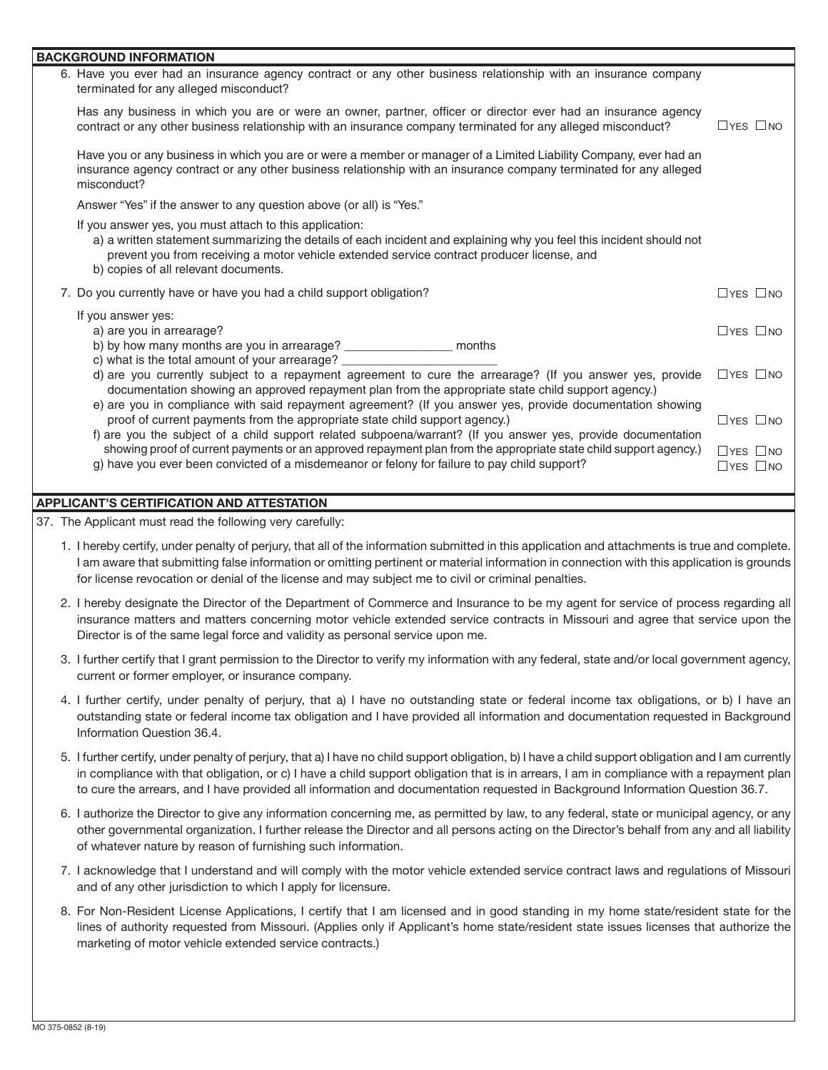## BACKGROUND INFORMATION

6. Have you ever had an insurance agency contract or any other business relationship with an insurance company terminated for any alleged misconduct?

   Has any business in which you are or were an owner, partner, officer or director ever had an insurance agency contract or any other business relationship with an insurance company terminated for any alleged misconduct? ☐ YES ☐ NO

   Have you or any business in which you are or were a member or manager of a Limited Liability Company, ever had an insurance agency contract or any other business relationship with an insurance company terminated for any alleged misconduct?

   Answer "Yes" if the answer to any question above (or all) is "Yes."

   If you answer yes, you must attach to this application:
   - a) a written statement summarizing the details of each incident and explaining why you feel this incident should not prevent you from receiving a motor vehicle extended service contract producer license, and
   - b) copies of all relevant documents.

7. Do you currently have or have you had a child support obligation? ☐ YES ☐ NO

   If you answer yes:
   - a) are you in arrearage? ☐ YES ☐ NO
   - b) by how many months are you in arrearage? ________________ months
   - c) what is the total amount of your arrearage? ________________________
   - d) are you currently subject to a repayment agreement to cure the arrearage? (If you answer yes, provide documentation showing an approved repayment plan from the appropriate state child support agency.) ☐ YES ☐ NO
   - e) are you in compliance with said repayment agreement? (If you answer yes, provide documentation showing proof of current payments from the appropriate state child support agency.) ☐ YES ☐ NO
   - f) are you the subject of a child support related subpoena/warrant? (If you answer yes, provide documentation showing proof of current payments or an approved repayment plan from the appropriate state child support agency.) ☐ YES ☐ NO
   - g) have you ever been convicted of a misdemeanor or felony for failure to pay child support? ☐ YES ☐ NO

## APPLICANT'S CERTIFICATION AND ATTESTATION

37. The Applicant must read the following very carefully:

1. I hereby certify, under penalty of perjury, that all of the information submitted in this application and attachments is true and complete. I am aware that submitting false information or omitting pertinent or material information in connection with this application is grounds for license revocation or denial of the license and may subject me to civil or criminal penalties.

2. I hereby designate the Director of the Department of Commerce and Insurance to be my agent for service of process regarding all insurance matters and matters concerning motor vehicle extended service contracts in Missouri and agree that service upon the Director is of the same legal force and validity as personal service upon me.

3. I further certify that I grant permission to the Director to verify my information with any federal, state and/or local government agency, current or former employer, or insurance company.

4. I further certify, under penalty of perjury, that a) I have no outstanding state or federal income tax obligations, or b) I have an outstanding state or federal income tax obligation and I have provided all information and documentation requested in Background Information Question 36.4.

5. I further certify, under penalty of perjury, that a) I have no child support obligation, b) I have a child support obligation and I am currently in compliance with that obligation, or c) I have a child support obligation that is in arrears, I am in compliance with a repayment plan to cure the arrears, and I have provided all information and documentation requested in Background Information Question 36.7.

6. I authorize the Director to give any information concerning me, as permitted by law, to any federal, state or municipal agency, or any other governmental organization. I further release the Director and all persons acting on the Director's behalf from any and all liability of whatever nature by reason of furnishing such information.

7. I acknowledge that I understand and will comply with the motor vehicle extended service contract laws and regulations of Missouri and of any other jurisdiction to which I apply for licensure.

8. For Non-Resident License Applications, I certify that I am licensed and in good standing in my home state/resident state for the lines of authority requested from Missouri. (Applies only if Applicant's home state/resident state issues licenses that authorize the marketing of motor vehicle extended service contracts.)

MO 375-0852 (8-19)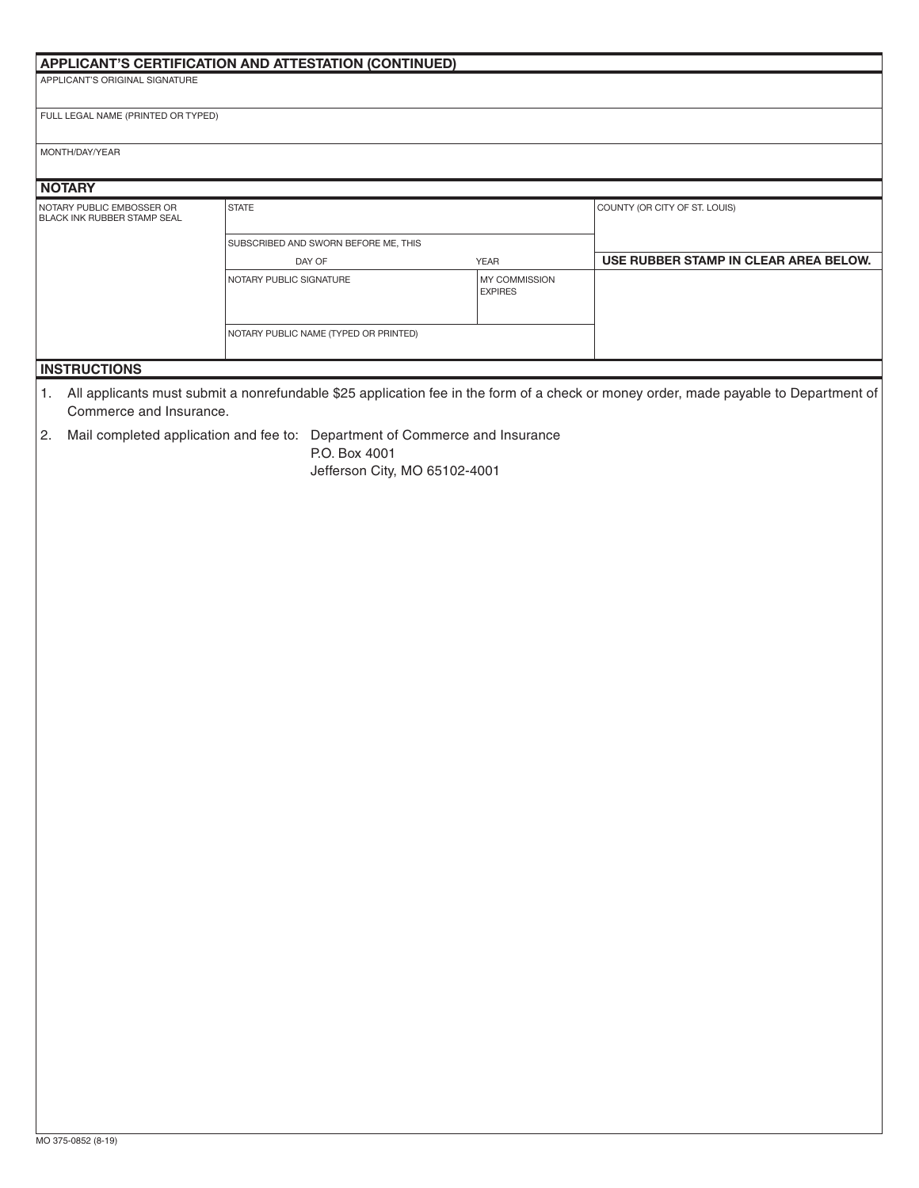## APPLICANT'S CERTIFICATION AND ATTESTATION (CONTINUED)

APPLICANT'S ORIGINAL SIGNATURE

FULL LEGAL NAME (PRINTED OR TYPED)

MONTH/DAY/YEAR

## NOTARY

| | | | |
|---|---|---|---|
| NOTARY PUBLIC EMBOSSER OR BLACK INK RUBBER STAMP SEAL | STATE | | COUNTY (OR CITY OF ST. LOUIS) |
| | SUBSCRIBED AND SWORN BEFORE ME, THIS DAY OF | YEAR | **USE RUBBER STAMP IN CLEAR AREA BELOW.** |
| | NOTARY PUBLIC SIGNATURE | MY COMMISSION EXPIRES | |
| | NOTARY PUBLIC NAME (TYPED OR PRINTED) | | |

## INSTRUCTIONS

1. All applicants must submit a nonrefundable $25 application fee in the form of a check or money order, made payable to Department of Commerce and Insurance.
2. Mail completed application and fee to: Department of Commerce and Insurance
   P.O. Box 4001
   Jefferson City, MO 65102-4001

MO 375-0852 (8-19)